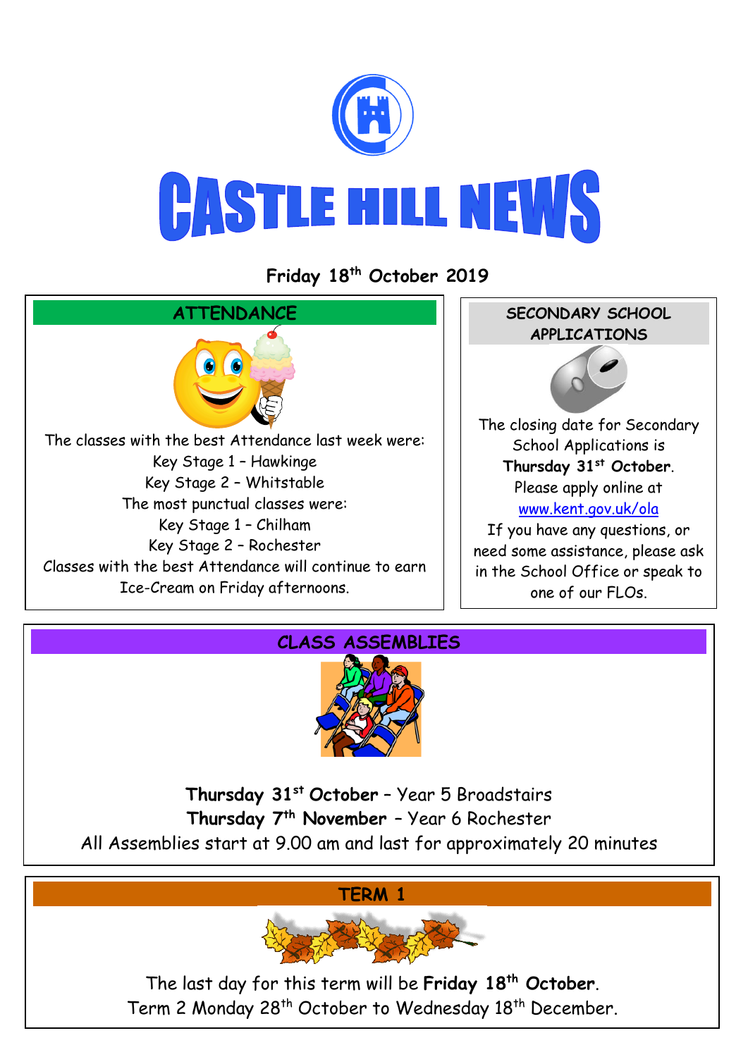# CASTLE HILL NEWS

**Friday 18th October 2019**

## ATTENDANCE

The classes with the best Attendance last week were:
Key Stage 1 – Hawkinge
Key Stage 2 – Whitstable
The most punctual classes were:
Key Stage 1 – Chilham
Key Stage 2 – Rochester
Classes with the best Attendance will continue to earn Ice-Cream on Friday afternoons.

## SECONDARY SCHOOL APPLICATIONS

The closing date for Secondary School Applications is **Thursday 31st October**.
Please apply online at [www.kent.gov.uk/ola](http://www.kent.gov.uk/ola)
If you have any questions, or need some assistance, please ask in the School Office or speak to one of our FLOs.

## CLASS ASSEMBLIES

**Thursday 31st October** – Year 5 Broadstairs
**Thursday 7th November** – Year 6 Rochester
All Assemblies start at 9.00 am and last for approximately 20 minutes

## TERM 1

The last day for this term will be **Friday 18th October**.
Term 2 Monday 28th October to Wednesday 18th December.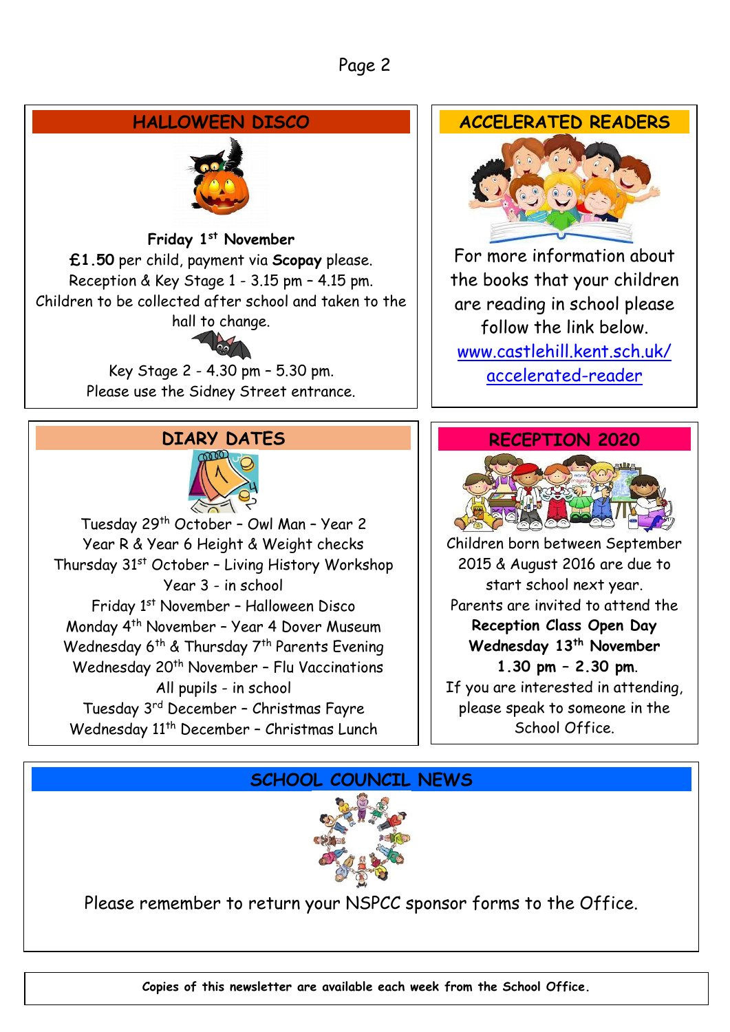## HALLOWEEN DISCO

**Friday 1st November**
**£1.50** per child, payment via **Scopay** please.
Reception & Key Stage 1 - 3.15 pm – 4.15 pm.
Children to be collected after school and taken to the hall to change.

Key Stage 2 - 4.30 pm – 5.30 pm.
Please use the Sidney Street entrance.

## ACCELERATED READERS

For more information about the books that your children are reading in school please follow the link below.
[www.castlehill.kent.sch.uk/accelerated-reader](www.castlehill.kent.sch.uk/accelerated-reader)

## DIARY DATES

Tuesday 29th October – Owl Man – Year 2
Year R & Year 6 Height & Weight checks
Thursday 31st October – Living History Workshop Year 3 - in school
Friday 1st November – Halloween Disco
Monday 4th November – Year 4 Dover Museum
Wednesday 6th & Thursday 7th Parents Evening
Wednesday 20th November – Flu Vaccinations All pupils - in school
Tuesday 3rd December – Christmas Fayre
Wednesday 11th December – Christmas Lunch

## RECEPTION 2020

Children born between September 2015 & August 2016 are due to start school next year.
Parents are invited to attend the **Reception Class Open Day Wednesday 13th November 1.30 pm – 2.30 pm**.
If you are interested in attending, please speak to someone in the School Office.

## SCHOOL COUNCIL NEWS

Please remember to return your NSPCC sponsor forms to the Office.

**Copies of this newsletter are available each week from the School Office.**